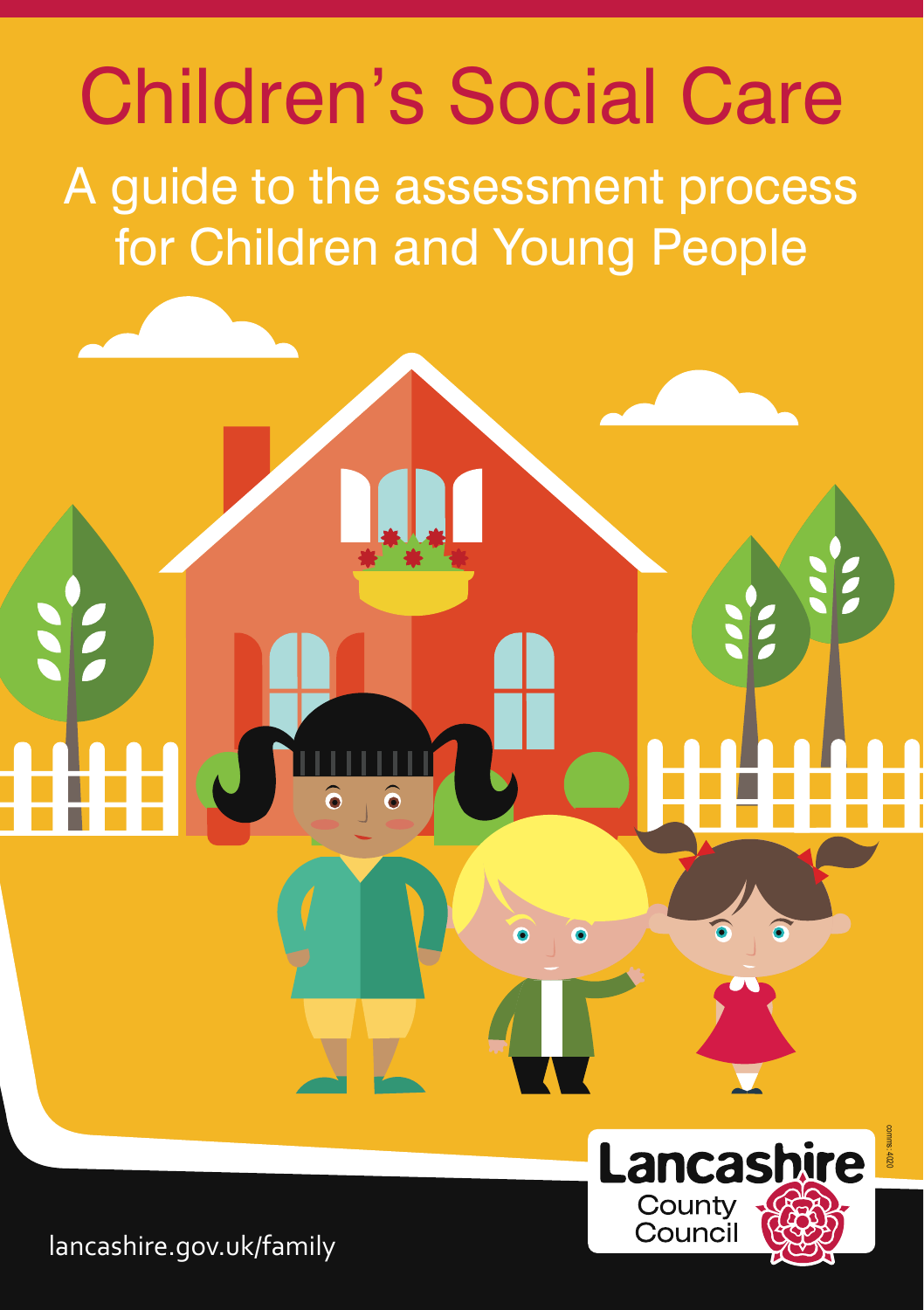# Children's Social Care

## A guide to the assessment process for Children and Young People

Lancashire County Council

lancashire.gov.uk/family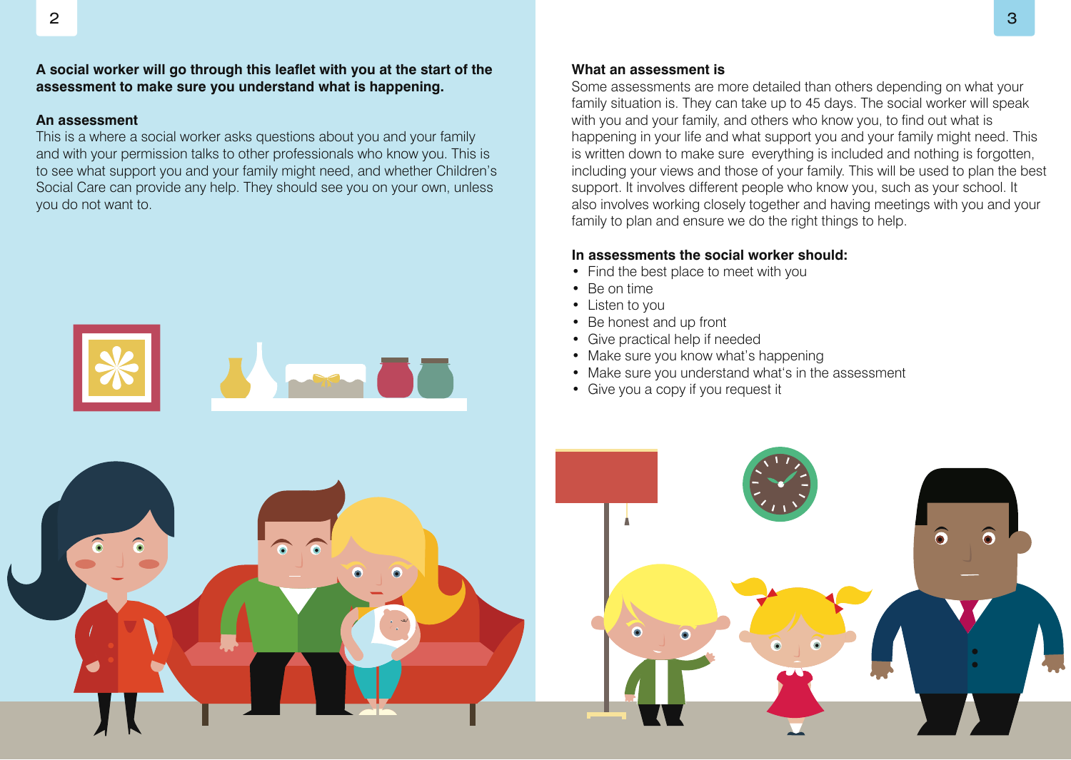**A social worker will go through this leaflet with you at the start of the assessment to make sure you understand what is happening.**

### An assessment

This is a where a social worker asks questions about you and your family and with your permission talks to other professionals who know you. This is to see what support you and your family might need, and whether Children's Social Care can provide any help. They should see you on your own, unless you do not want to.

### What an assessment is

Some assessments are more detailed than others depending on what your family situation is. They can take up to 45 days. The social worker will speak with you and your family, and others who know you, to find out what is happening in your life and what support you and your family might need. This is written down to make sure everything is included and nothing is forgotten, including your views and those of your family. This will be used to plan the best support. It involves different people who know you, such as your school. It also involves working closely together and having meetings with you and your family to plan and ensure we do the right things to help.

### In assessments the social worker should:

- Find the best place to meet with you
- Be on time
- Listen to you
- Be honest and up front
- Give practical help if needed
- Make sure you know what's happening
- Make sure you understand what's in the assessment
- Give you a copy if you request it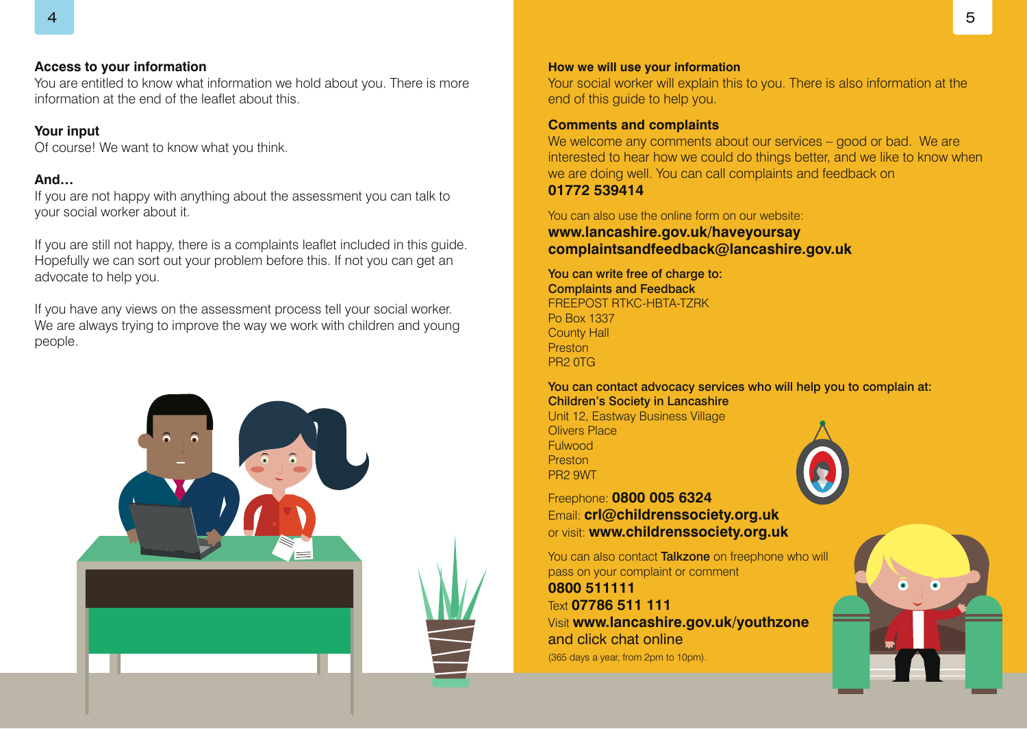**Access to your information**
You are entitled to know what information we hold about you. There is more information at the end of the leaflet about this.

**Your input**
Of course! We want to know what you think.

**And…**
If you are not happy with anything about the assessment you can talk to your social worker about it.

If you are still not happy, there is a complaints leaflet included in this guide. Hopefully we can sort out your problem before this. If not you can get an advocate to help you.

If you have any views on the assessment process tell your social worker. We are always trying to improve the way we work with children and young people.

**How we will use your information**
Your social worker will explain this to you. There is also information at the end of this guide to help you.

**Comments and complaints**
We welcome any comments about our services – good or bad. We are interested to hear how we could do things better, and we like to know when we are doing well. You can call complaints and feedback on
**01772 539414**

You can also use the online form on our website:
**www.lancashire.gov.uk/haveyoursay**
**complaintsandfeedback@lancashire.gov.uk**

**You can write free of charge to:**
**Complaints and Feedback**
FREEPOST RTKC-HBTA-TZRK
Po Box 1337
County Hall
Preston
PR2 0TG

**You can contact advocacy services who will help you to complain at:**
**Children's Society in Lancashire**
Unit 12, Eastway Business Village
Olivers Place
Fulwood
Preston
PR2 9WT

Freephone: **0800 005 6324**
Email: **crl@childrenssociety.org.uk**
or visit: **www.childrenssociety.org.uk**

You can also contact **Talkzone** on freephone who will pass on your complaint or comment
**0800 511111**
Text **07786 511 111**
Visit **www.lancashire.gov.uk/youthzone** and click chat online
(365 days a year, from 2pm to 10pm).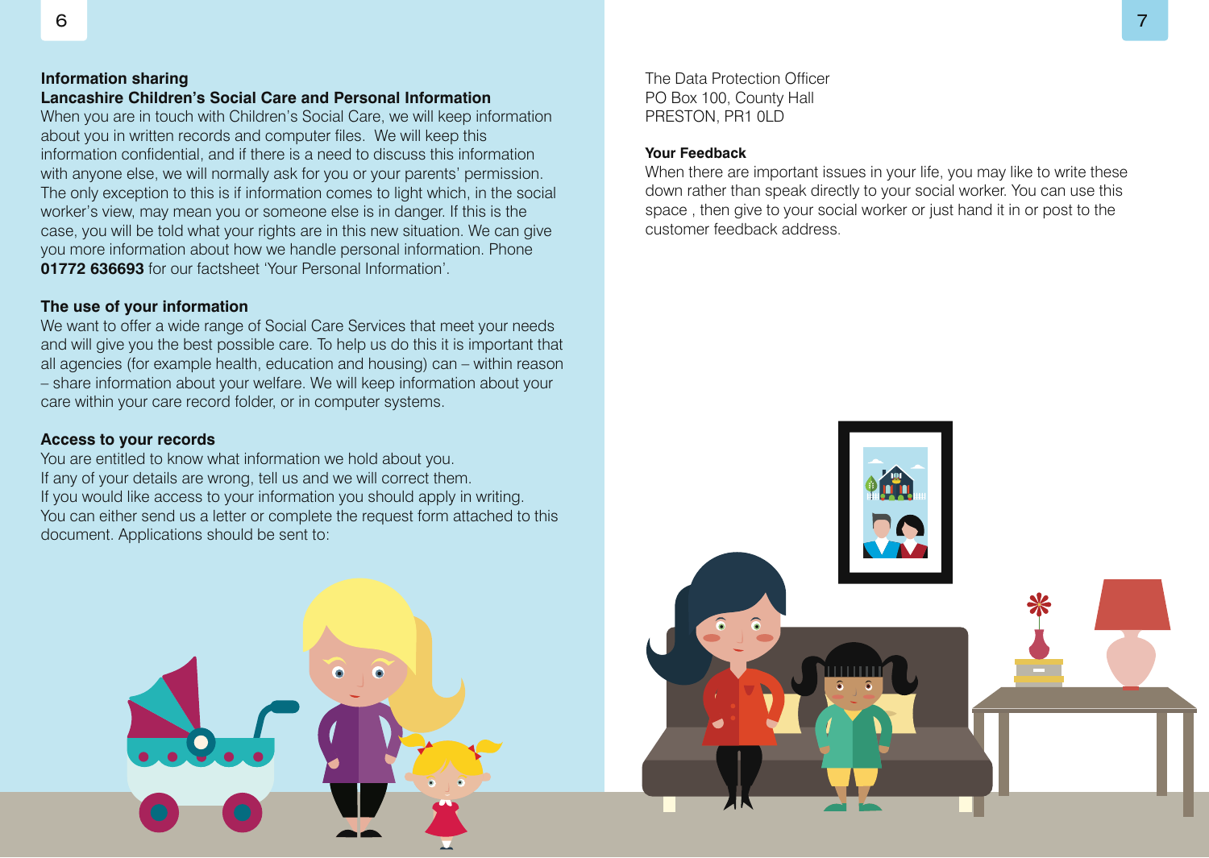## Information sharing

### Lancashire Children's Social Care and Personal Information

When you are in touch with Children's Social Care, we will keep information about you in written records and computer files. We will keep this information confidential, and if there is a need to discuss this information with anyone else, we will normally ask for you or your parents' permission. The only exception to this is if information comes to light which, in the social worker's view, may mean you or someone else is in danger. If this is the case, you will be told what your rights are in this new situation. We can give you more information about how we handle personal information. Phone **01772 636693** for our factsheet 'Your Personal Information'.

### The use of your information

We want to offer a wide range of Social Care Services that meet your needs and will give you the best possible care. To help us do this it is important that all agencies (for example health, education and housing) can – within reason – share information about your welfare. We will keep information about your care within your care record folder, or in computer systems.

### Access to your records

You are entitled to know what information we hold about you.
If any of your details are wrong, tell us and we will correct them.
If you would like access to your information you should apply in writing.
You can either send us a letter or complete the request form attached to this document. Applications should be sent to:

The Data Protection Officer
PO Box 100, County Hall
PRESTON, PR1 0LD

### Your Feedback

When there are important issues in your life, you may like to write these down rather than speak directly to your social worker. You can use this space , then give to your social worker or just hand it in or post to the customer feedback address.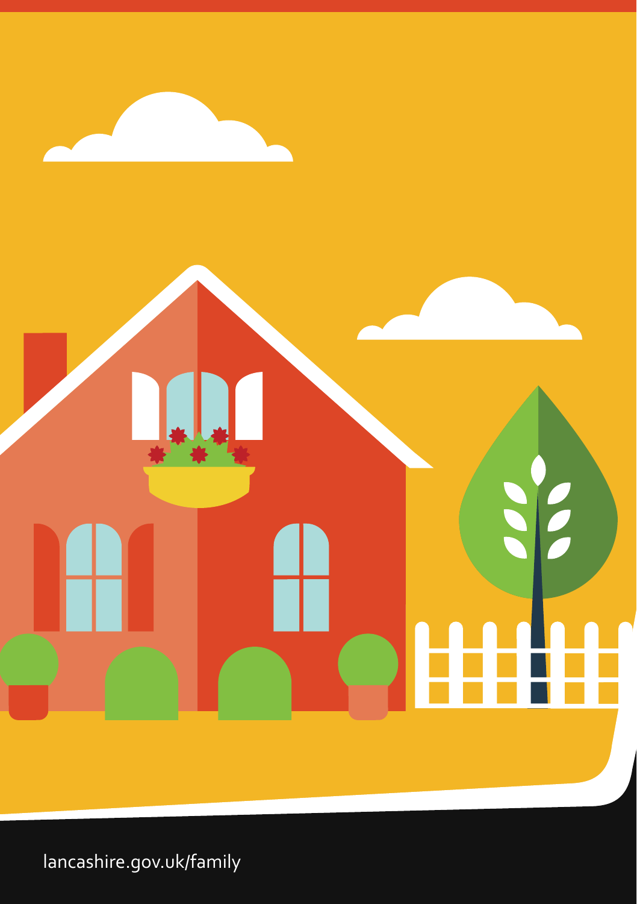lancashire.gov.uk/family